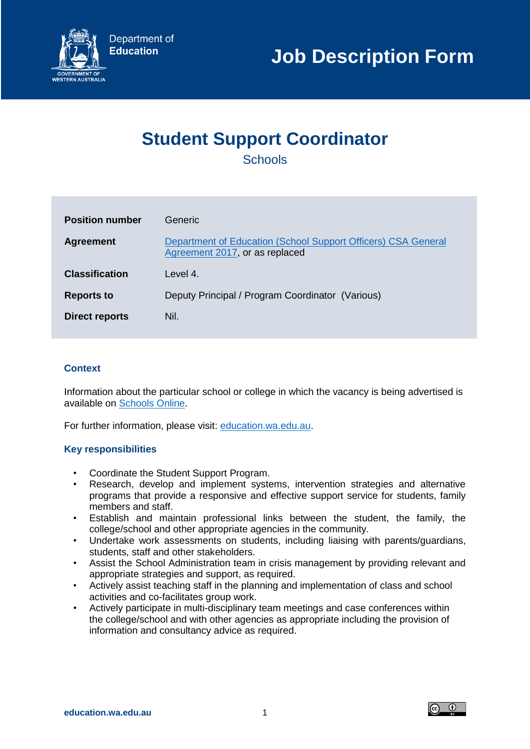Department of Education

GOVERNMENT OF WESTERN AUSTRALIA

# Job Description Form

## Student Support Coordinator

Schools

| | |
|---|---|
| **Position number** | Generic |
| **Agreement** | [Department of Education (School Support Officers) CSA General Agreement 2017](), or as replaced |
| **Classification** | Level 4. |
| **Reports to** | Deputy Principal / Program Coordinator (Various) |
| **Direct reports** | Nil. |

### Context

Information about the particular school or college in which the vacancy is being advertised is available on [Schools Online]().

For further information, please visit: [education.wa.edu.au]().

### Key responsibilities

- Coordinate the Student Support Program.
- Research, develop and implement systems, intervention strategies and alternative programs that provide a responsive and effective support service for students, family members and staff.
- Establish and maintain professional links between the student, the family, the college/school and other appropriate agencies in the community.
- Undertake work assessments on students, including liaising with parents/guardians, students, staff and other stakeholders.
- Assist the School Administration team in crisis management by providing relevant and appropriate strategies and support, as required.
- Actively assist teaching staff in the planning and implementation of class and school activities and co-facilitates group work.
- Actively participate in multi-disciplinary team meetings and case conferences within the college/school and with other agencies as appropriate including the provision of information and consultancy advice as required.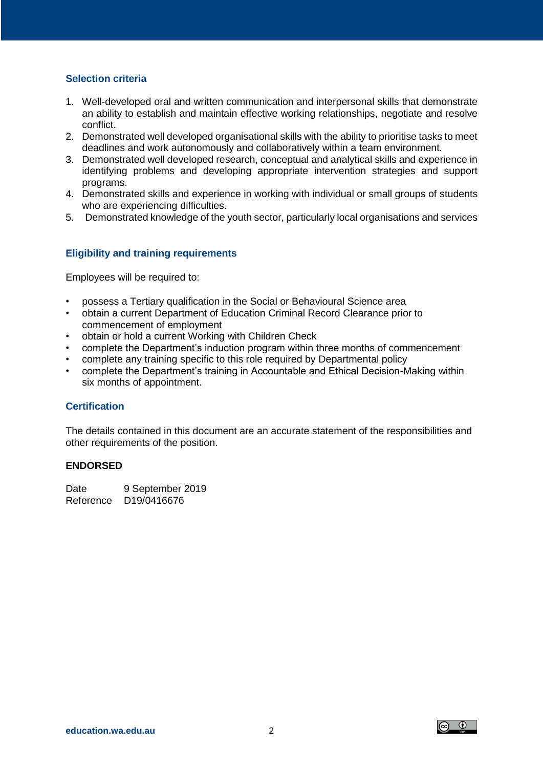## Selection criteria

1. Well-developed oral and written communication and interpersonal skills that demonstrate an ability to establish and maintain effective working relationships, negotiate and resolve conflict.
2. Demonstrated well developed organisational skills with the ability to prioritise tasks to meet deadlines and work autonomously and collaboratively within a team environment.
3. Demonstrated well developed research, conceptual and analytical skills and experience in identifying problems and developing appropriate intervention strategies and support programs.
4. Demonstrated skills and experience in working with individual or small groups of students who are experiencing difficulties.
5. Demonstrated knowledge of the youth sector, particularly local organisations and services

## Eligibility and training requirements

Employees will be required to:

- possess a Tertiary qualification in the Social or Behavioural Science area
- obtain a current Department of Education Criminal Record Clearance prior to commencement of employment
- obtain or hold a current Working with Children Check
- complete the Department's induction program within three months of commencement
- complete any training specific to this role required by Departmental policy
- complete the Department's training in Accountable and Ethical Decision-Making within six months of appointment.

## Certification

The details contained in this document are an accurate statement of the responsibilities and other requirements of the position.

**ENDORSED**

Date 9 September 2019
Reference D19/0416676